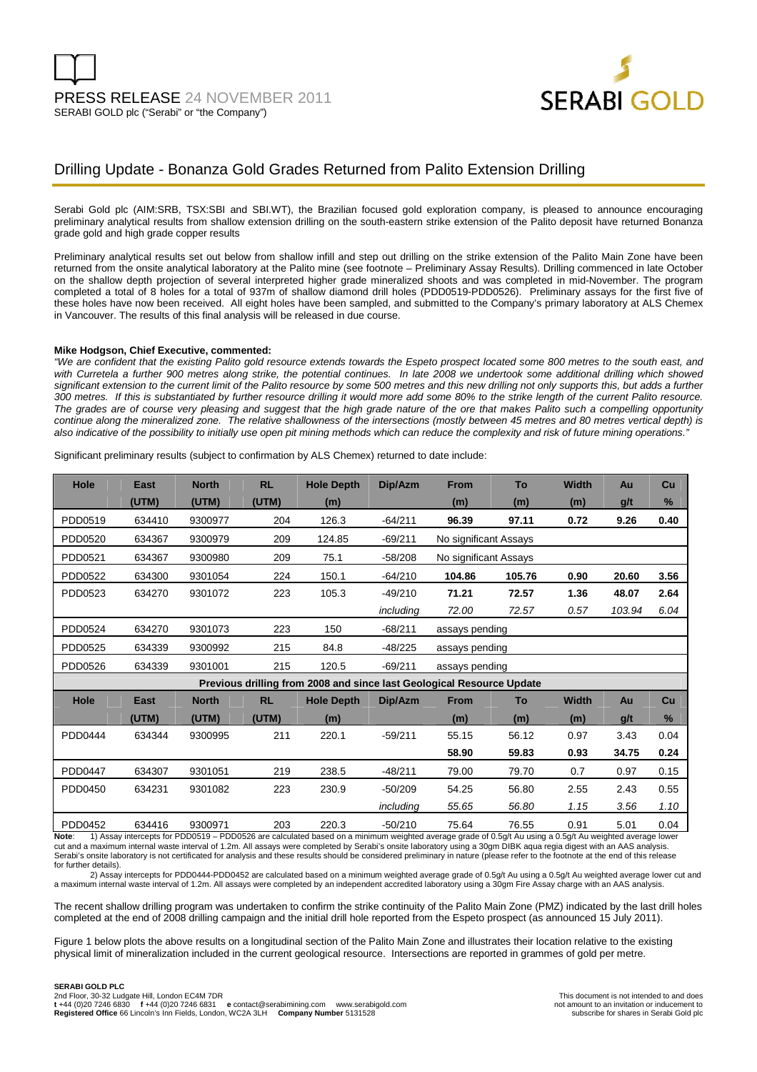PRESS RELEASE 24 NOVEMBER 2011

SERABI GOLD plc ("Serabi" or "the Company")

SERABI GOLD

# Drilling Update - Bonanza Gold Grades Returned from Palito Extension Drilling

Serabi Gold plc (AIM:SRB, TSX:SBI and SBI.WT), the Brazilian focused gold exploration company, is pleased to announce encouraging preliminary analytical results from shallow extension drilling on the south-eastern strike extension of the Palito deposit have returned Bonanza grade gold and high grade copper results

Preliminary analytical results set out below from shallow infill and step out drilling on the strike extension of the Palito Main Zone have been returned from the onsite analytical laboratory at the Palito mine (see footnote – Preliminary Assay Results). Drilling commenced in late October on the shallow depth projection of several interpreted higher grade mineralized shoots and was completed in mid-November. The program completed a total of 8 holes for a total of 937m of shallow diamond drill holes (PDD0519-PDD0526). Preliminary assays for the first five of these holes have now been received. All eight holes have been sampled, and submitted to the Company's primary laboratory at ALS Chemex in Vancouver. The results of this final analysis will be released in due course.

**Mike Hodgson, Chief Executive, commented:**

*"We are confident that the existing Palito gold resource extends towards the Espeto prospect located some 800 metres to the south east, and with Curretela a further 900 metres along strike, the potential continues. In late 2008 we undertook some additional drilling which showed significant extension to the current limit of the Palito resource by some 500 metres and this new drilling not only supports this, but adds a further 300 metres. If this is substantiated by further resource drilling it would more add some 80% to the strike length of the current Palito resource. The grades are of course very pleasing and suggest that the high grade nature of the ore that makes Palito such a compelling opportunity continue along the mineralized zone. The relative shallowness of the intersections (mostly between 45 metres and 80 metres vertical depth) is also indicative of the possibility to initially use open pit mining methods which can reduce the complexity and risk of future mining operations."*

Significant preliminary results (subject to confirmation by ALS Chemex) returned to date include:

| Hole | East (UTM) | North (UTM) | RL (UTM) | Hole Depth (m) | Dip/Azm | From (m) | To (m) | Width (m) | Au g/t | Cu % |
|---|---|---|---|---|---|---|---|---|---|---|
| PDD0519 | 634410 | 9300977 | 204 | 126.3 | -64/211 | **96.39** | **97.11** | **0.72** | **9.26** | **0.40** |
| PDD0520 | 634367 | 9300979 | 209 | 124.85 | -69/211 | No significant Assays | | | | |
| PDD0521 | 634367 | 9300980 | 209 | 75.1 | -58/208 | No significant Assays | | | | |
| PDD0522 | 634300 | 9301054 | 224 | 150.1 | -64/210 | **104.86** | **105.76** | **0.90** | **20.60** | **3.56** |
| PDD0523 | 634270 | 9301072 | 223 | 105.3 | -49/210 | **71.21** | **72.57** | **1.36** | **48.07** | **2.64** |
| | | | | | *including* | *72.00* | *72.57* | *0.57* | *103.94* | *6.04* |
| PDD0524 | 634270 | 9301073 | 223 | 150 | -68/211 | assays pending | | | | |
| PDD0525 | 634339 | 9300992 | 215 | 84.8 | -48/225 | assays pending | | | | |
| PDD0526 | 634339 | 9301001 | 215 | 120.5 | -69/211 | assays pending | | | | |
| **Previous drilling from 2008 and since last Geological Resource Update** | | | | | | | | | | |
| **Hole** | **East (UTM)** | **North (UTM)** | **RL (UTM)** | **Hole Depth (m)** | **Dip/Azm** | **From (m)** | **To (m)** | **Width (m)** | **Au g/t** | **Cu %** |
| PDD0444 | 634344 | 9300995 | 211 | 220.1 | -59/211 | 55.15 | 56.12 | 0.97 | 3.43 | 0.04 |
| | | | | | | **58.90** | **59.83** | **0.93** | **34.75** | **0.24** |
| PDD0447 | 634307 | 9301051 | 219 | 238.5 | -48/211 | 79.00 | 79.70 | 0.7 | 0.97 | 0.15 |
| PDD0450 | 634231 | 9301082 | 223 | 230.9 | -50/209 | 54.25 | 56.80 | 2.55 | 2.43 | 0.55 |
| | | | | | *including* | *55.65* | *56.80* | *1.15* | *3.56* | *1.10* |
| PDD0452 | 634416 | 9300971 | 203 | 220.3 | -50/210 | 75.64 | 76.55 | 0.91 | 5.01 | 0.04 |

**Note**: 1) Assay intercepts for PDD0519 – PDD0526 are calculated based on a minimum weighted average grade of 0.5g/t Au using a 0.5g/t Au weighted average lower cut and a maximum internal waste interval of 1.2m. All assays were completed by Serabi's onsite laboratory using a 30gm DIBK aqua regia digest with an AAS analysis. Serabi's onsite laboratory is not certificated for analysis and these results should be considered preliminary in nature (please refer to the footnote at the end of this release for further details).

2) Assay intercepts for PDD0444-PDD0452 are calculated based on a minimum weighted average grade of 0.5g/t Au using a 0.5g/t Au weighted average lower cut and a maximum internal waste interval of 1.2m. All assays were completed by an independent accredited laboratory using a 30gm Fire Assay charge with an AAS analysis.

The recent shallow drilling program was undertaken to confirm the strike continuity of the Palito Main Zone (PMZ) indicated by the last drill holes completed at the end of 2008 drilling campaign and the initial drill hole reported from the Espeto prospect (as announced 15 July 2011).

Figure 1 below plots the above results on a longitudinal section of the Palito Main Zone and illustrates their location relative to the existing physical limit of mineralization included in the current geological resource. Intersections are reported in grammes of gold per metre.

**SERABI GOLD PLC**
2nd Floor, 30-32 Ludgate Hill, London EC4M 7DR
**t** +44 (0)20 7246 6830 **f** +44 (0)20 7246 6831 **e** contact@serabimining.com www.serabigold.com
**Registered Office** 66 Lincoln's Inn Fields, London, WC2A 3LH **Company Number** 5131528

This document is not intended to and does not amount to an invitation or inducement to subscribe for shares in Serabi Gold plc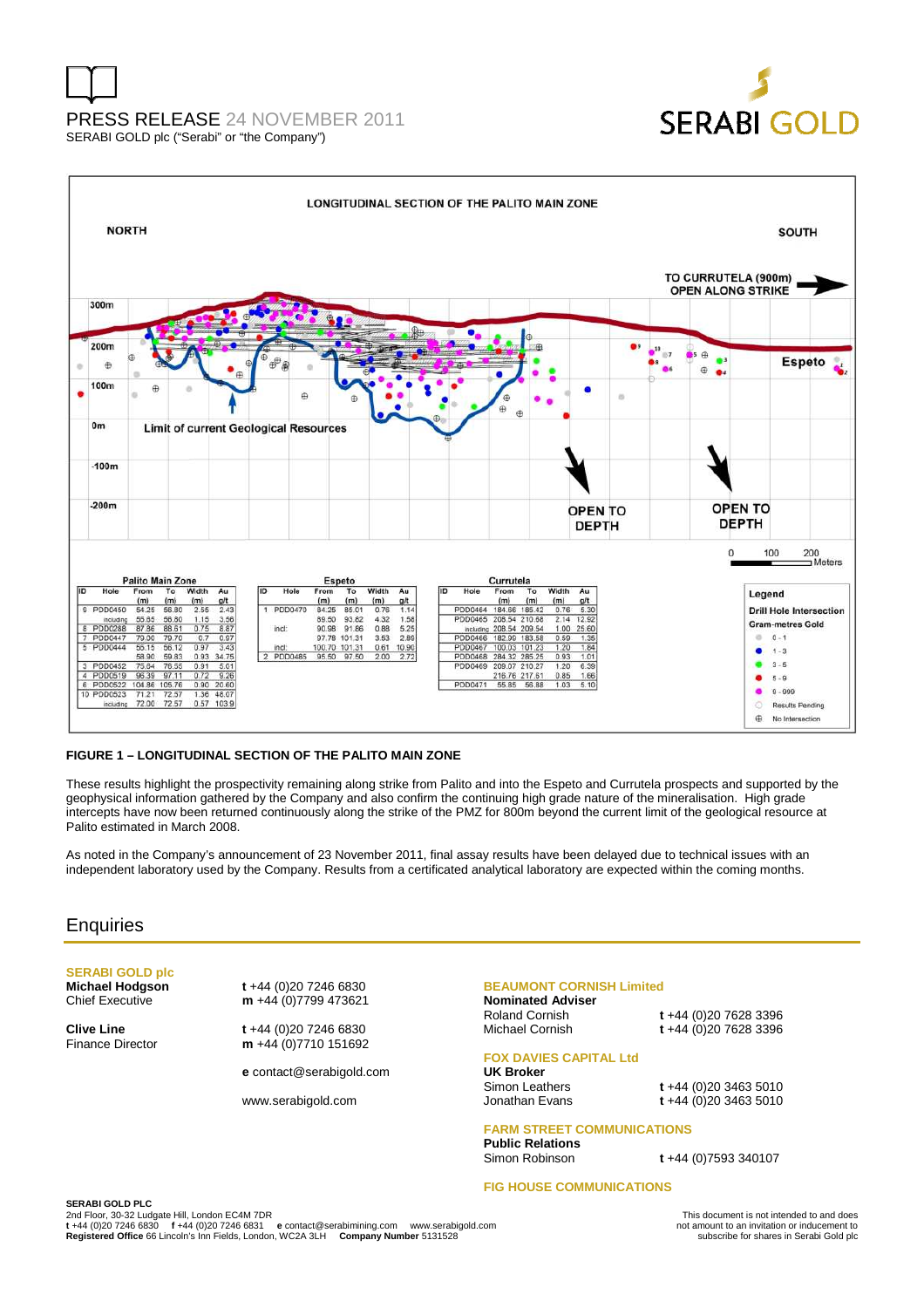# PRESS RELEASE 24 NOVEMBER 2011

SERABI GOLD plc ("Serabi" or "the Company")

LONGITUDINAL SECTION OF THE PALITO MAIN ZONE

NORTH

SOUTH

TO CURRUTELA (900m) OPEN ALONG STRIKE

300m

200m

100m

0m

-100m

-200m

Limit of current Geological Resources

Espeto

OPEN TO DEPTH

OPEN TO DEPTH

0 100 200 Meters

**Palito Main Zone**

| ID | Hole | From (m) | To (m) | Width (m) | Au g/t |
|---|---|---|---|---|---|
| 9 | PDD0450 | 54.25 | 56.80 | 2.55 | 2.43 |
| | including | 55.65 | 56.80 | 1.15 | 3.56 |
| 8 | PDD0288 | 87.86 | 88.61 | 0.75 | 8.87 |
| 7 | PDD0447 | 79.00 | 79.70 | 0.7 | 0.97 |
| 5 | PDD0444 | 55.15 | 56.12 | 0.97 | 3.43 |
| | | 58.90 | 59.83 | 0.93 | 34.75 |
| 3 | PDD0452 | 75.64 | 76.55 | 0.91 | 5.01 |
| 4 | PDD0519 | 96.39 | 97.11 | 0.72 | 9.26 |
| 6 | PDD0522 | 104.86 | 105.76 | 0.90 | 20.60 |
| 10 | PDD0523 | 71.21 | 72.57 | 1.36 | 48.07 |
| | including | 72.00 | 72.57 | 0.57 | 103.9 |

**Espeto**

| ID | Hole | From (m) | To (m) | Width (m) | Au g/t |
|---|---|---|---|---|---|
| 1 | PDD0470 | 84.25 | 85.01 | 0.76 | 1.14 |
| | | 89.50 | 93.82 | 4.32 | 1.58 |
| | incl: | 90.98 | 91.86 | 0.88 | 5.25 |
| | | 97.78 | 101.31 | 3.53 | 2.80 |
| | incl: | 100.70 | 101.31 | 0.61 | 10.90 |
| 2 | PDD0485 | 95.50 | 97.50 | 2.00 | 2.72 |

**Currutela**

| ID | Hole | From (m) | To (m) | Width (m) | Au g/t |
|---|---|---|---|---|---|
| | PDD0464 | 184.66 | 185.42 | 0.76 | 6.30 |
| | PDD0465 | 208.54 | 210.68 | 2.14 | 12.92 |
| | including | 208.54 | 209.54 | 1.00 | 25.60 |
| | PDD0466 | 182.99 | 183.58 | 0.59 | 1.35 |
| | PDD0467 | 100.03 | 101.23 | 1.20 | 1.84 |
| | PDD0468 | 284.32 | 285.25 | 0.93 | 1.01 |
| | PDD0469 | 209.07 | 210.27 | 1.20 | 6.39 |
| | | 216.76 | 217.61 | 0.85 | 1.66 |
| | PDD0471 | 55.85 | 56.88 | 1.03 | 5.10 |

Legend

Drill Hole Intersection

Gram-metres Gold

0 - 1

1 - 3

3 - 5

5 - 9

9 - 999

Results Pending

No Intersection

**FIGURE 1 – LONGITUDINAL SECTION OF THE PALITO MAIN ZONE**

These results highlight the prospectivity remaining along strike from Palito and into the Espeto and Currutela prospects and supported by the geophysical information gathered by the Company and also confirm the continuing high grade nature of the mineralisation. High grade intercepts have now been returned continuously along the strike of the PMZ for 800m beyond the current limit of the geological resource at Palito estimated in March 2008.

As noted in the Company's announcement of 23 November 2011, final assay results have been delayed due to technical issues with an independent laboratory used by the Company. Results from a certificated analytical laboratory are expected within the coming months.

## Enquiries

**SERABI GOLD plc**

**Michael Hodgson**
Chief Executive
**t** +44 (0)20 7246 6830
**m** +44 (0)7799 473621

**Clive Line**
Finance Director
**t** +44 (0)20 7246 6830
**m** +44 (0)7710 151692

**e** contact@serabigold.com

www.serabigold.com

**BEAUMONT CORNISH Limited**
**Nominated Adviser**
Roland Cornish **t** +44 (0)20 7628 3396
Michael Cornish **t** +44 (0)20 7628 3396

**FOX DAVIES CAPITAL Ltd**
**UK Broker**
Simon Leathers **t** +44 (0)20 3463 5010
Jonathan Evans **t** +44 (0)20 3463 5010

**FARM STREET COMMUNICATIONS**
**Public Relations**
Simon Robinson **t** +44 (0)7593 340107

**FIG HOUSE COMMUNICATIONS**

**SERABI GOLD PLC**
2nd Floor, 30-32 Ludgate Hill, London EC4M 7DR
**t** +44 (0)20 7246 6830 **f** +44 (0)20 7246 6831 **e** contact@serabimining.com www.serabigold.com
**Registered Office** 66 Lincoln's Inn Fields, London, WC2A 3LH **Company Number** 5131528

This document is not intended to and does not amount to an invitation or inducement to subscribe for shares in Serabi Gold plc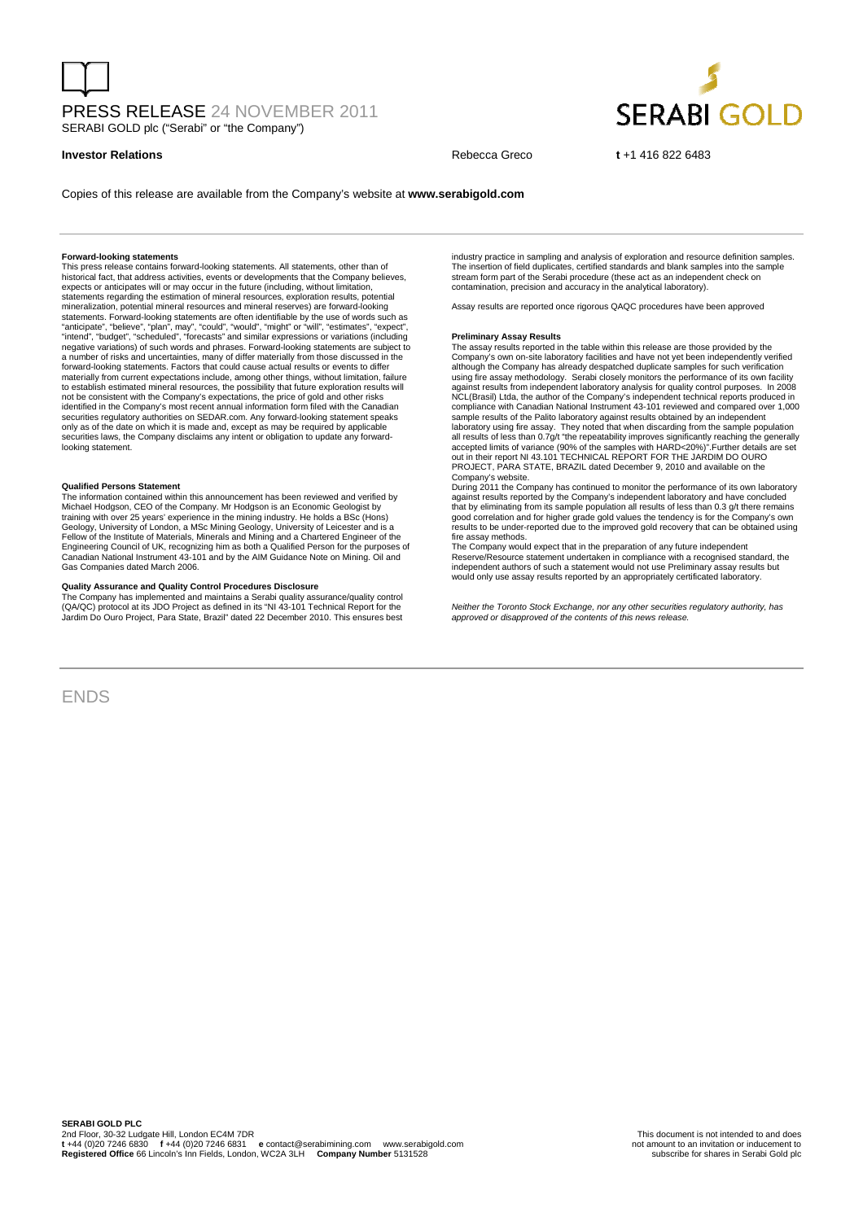# PRESS RELEASE 24 NOVEMBER 2011

SERABI GOLD plc ("Serabi" or "the Company")

**Investor Relations** Rebecca Greco **t** +1 416 822 6483

Copies of this release are available from the Company's website at **www.serabigold.com**

**Forward-looking statements**

This press release contains forward-looking statements. All statements, other than of historical fact, that address activities, events or developments that the Company believes, expects or anticipates will or may occur in the future (including, without limitation, statements regarding the estimation of mineral resources, exploration results, potential mineralization, potential mineral resources and mineral reserves) are forward-looking statements. Forward-looking statements are often identifiable by the use of words such as "anticipate", "believe", "plan", may", "could", "would", "might" or "will", "estimates", "expect", "intend", "budget", "scheduled", "forecasts" and similar expressions or variations (including negative variations) of such words and phrases. Forward-looking statements are subject to a number of risks and uncertainties, many of differ materially from those discussed in the forward-looking statements. Factors that could cause actual results or events to differ materially from current expectations include, among other things, without limitation, failure to establish estimated mineral resources, the possibility that future exploration results will not be consistent with the Company's expectations, the price of gold and other risks identified in the Company's most recent annual information form filed with the Canadian securities regulatory authorities on SEDAR.com. Any forward-looking statement speaks only as of the date on which it is made and, except as may be required by applicable securities laws, the Company disclaims any intent or obligation to update any forward-looking statement.

**Qualified Persons Statement**

The information contained within this announcement has been reviewed and verified by Michael Hodgson, CEO of the Company. Mr Hodgson is an Economic Geologist by training with over 25 years' experience in the mining industry. He holds a BSc (Hons) Geology, University of London, a MSc Mining Geology, University of Leicester and is a Fellow of the Institute of Materials, Minerals and Mining and a Chartered Engineer of the Engineering Council of UK, recognizing him as both a Qualified Person for the purposes of Canadian National Instrument 43-101 and by the AIM Guidance Note on Mining. Oil and Gas Companies dated March 2006.

**Quality Assurance and Quality Control Procedures Disclosure**

The Company has implemented and maintains a Serabi quality assurance/quality control (QA/QC) protocol at its JDO Project as defined in its "NI 43-101 Technical Report for the Jardim Do Ouro Project, Para State, Brazil" dated 22 December 2010. This ensures best industry practice in sampling and analysis of exploration and resource definition samples. The insertion of field duplicates, certified standards and blank samples into the sample stream form part of the Serabi procedure (these act as an independent check on contamination, precision and accuracy in the analytical laboratory).

Assay results are reported once rigorous QAQC procedures have been approved

**Preliminary Assay Results**

The assay results reported in the table within this release are those provided by the Company's own on-site laboratory facilities and have not yet been independently verified although the Company has already despatched duplicate samples for such verification using fire assay methodology. Serabi closely monitors the performance of its own facility against results from independent laboratory analysis for quality control purposes. In 2008 NCL(Brasil) Ltda, the author of the Company's independent technical reports produced in compliance with Canadian National Instrument 43-101 reviewed and compared over 1,000 sample results of the Palito laboratory against results obtained by an independent laboratory using fire assay. They noted that when discarding from the sample population all results of less than 0.7g/t "the repeatability improves significantly reaching the generally accepted limits of variance (90% of the samples with HARD<20%)".Further details are set out in their report NI 43.101 TECHNICAL REPORT FOR THE JARDIM DO OURO PROJECT, PARA STATE, BRAZIL dated December 9, 2010 and available on the Company's website.

During 2011 the Company has continued to monitor the performance of its own laboratory against results reported by the Company's independent laboratory and have concluded that by eliminating from its sample population all results of less than 0.3 g/t there remains good correlation and for higher grade gold values the tendency is for the Company's own results to be under-reported due to the improved gold recovery that can be obtained using fire assay methods.

The Company would expect that in the preparation of any future independent Reserve/Resource statement undertaken in compliance with a recognised standard, the independent authors of such a statement would not use Preliminary assay results but would only use assay results reported by an appropriately certificated laboratory.

*Neither the Toronto Stock Exchange, nor any other securities regulatory authority, has approved or disapproved of the contents of this news release.*

ENDS

**SERABI GOLD PLC**
2nd Floor, 30-32 Ludgate Hill, London EC4M 7DR
**t** +44 (0)20 7246 6830 **f** +44 (0)20 7246 6831 **e** contact@serabimining.com www.serabigold.com
**Registered Office** 66 Lincoln's Inn Fields, London, WC2A 3LH **Company Number** 5131528

This document is not intended to and does not amount to an invitation or inducement to subscribe for shares in Serabi Gold plc